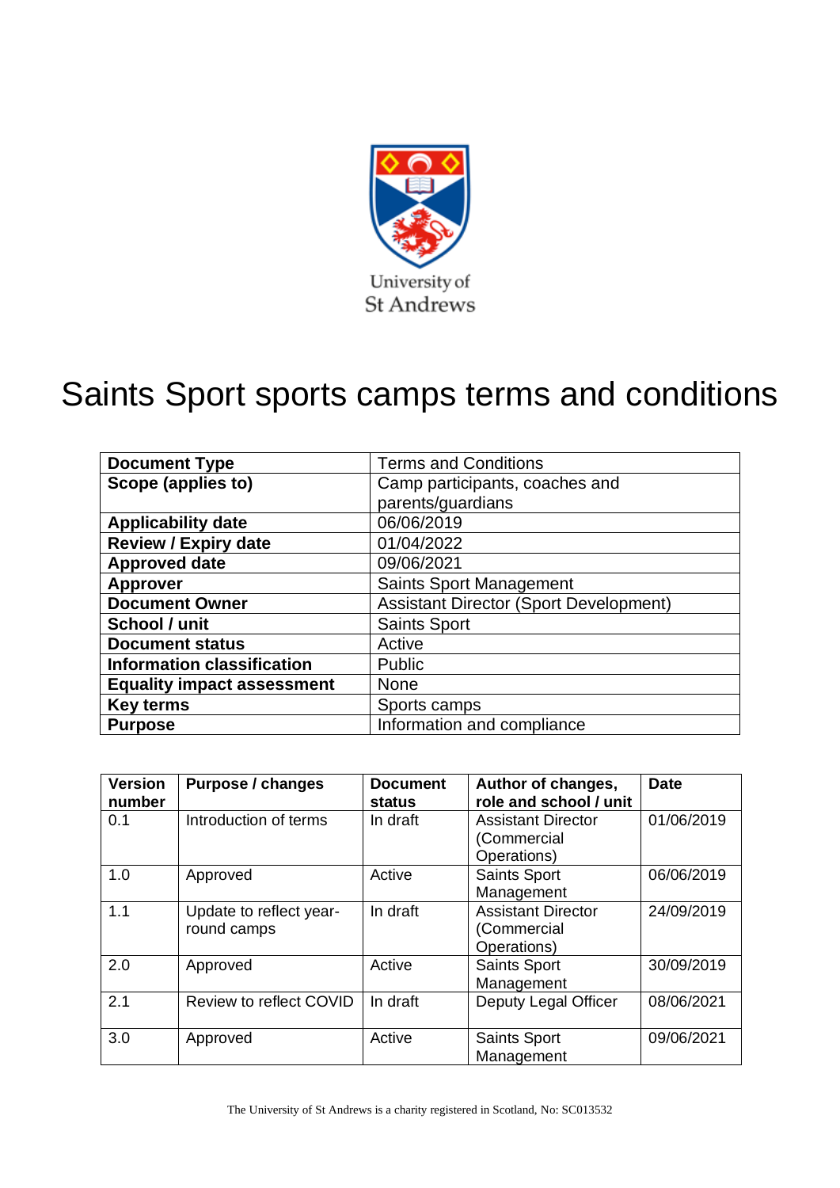University of St Andrews

# Saints Sport sports camps terms and conditions

| **Document Type** | Terms and Conditions |
|---|---|
| **Scope (applies to)** | Camp participants, coaches and parents/guardians |
| **Applicability date** | 06/06/2019 |
| **Review / Expiry date** | 01/04/2022 |
| **Approved date** | 09/06/2021 |
| **Approver** | Saints Sport Management |
| **Document Owner** | Assistant Director (Sport Development) |
| **School / unit** | Saints Sport |
| **Document status** | Active |
| **Information classification** | Public |
| **Equality impact assessment** | None |
| **Key terms** | Sports camps |
| **Purpose** | Information and compliance |

| **Version number** | **Purpose / changes** | **Document status** | **Author of changes, role and school / unit** | **Date** |
|---|---|---|---|---|
| 0.1 | Introduction of terms | In draft | Assistant Director (Commercial Operations) | 01/06/2019 |
| 1.0 | Approved | Active | Saints Sport Management | 06/06/2019 |
| 1.1 | Update to reflect year-round camps | In draft | Assistant Director (Commercial Operations) | 24/09/2019 |
| 2.0 | Approved | Active | Saints Sport Management | 30/09/2019 |
| 2.1 | Review to reflect COVID | In draft | Deputy Legal Officer | 08/06/2021 |
| 3.0 | Approved | Active | Saints Sport Management | 09/06/2021 |

The University of St Andrews is a charity registered in Scotland, No: SC013532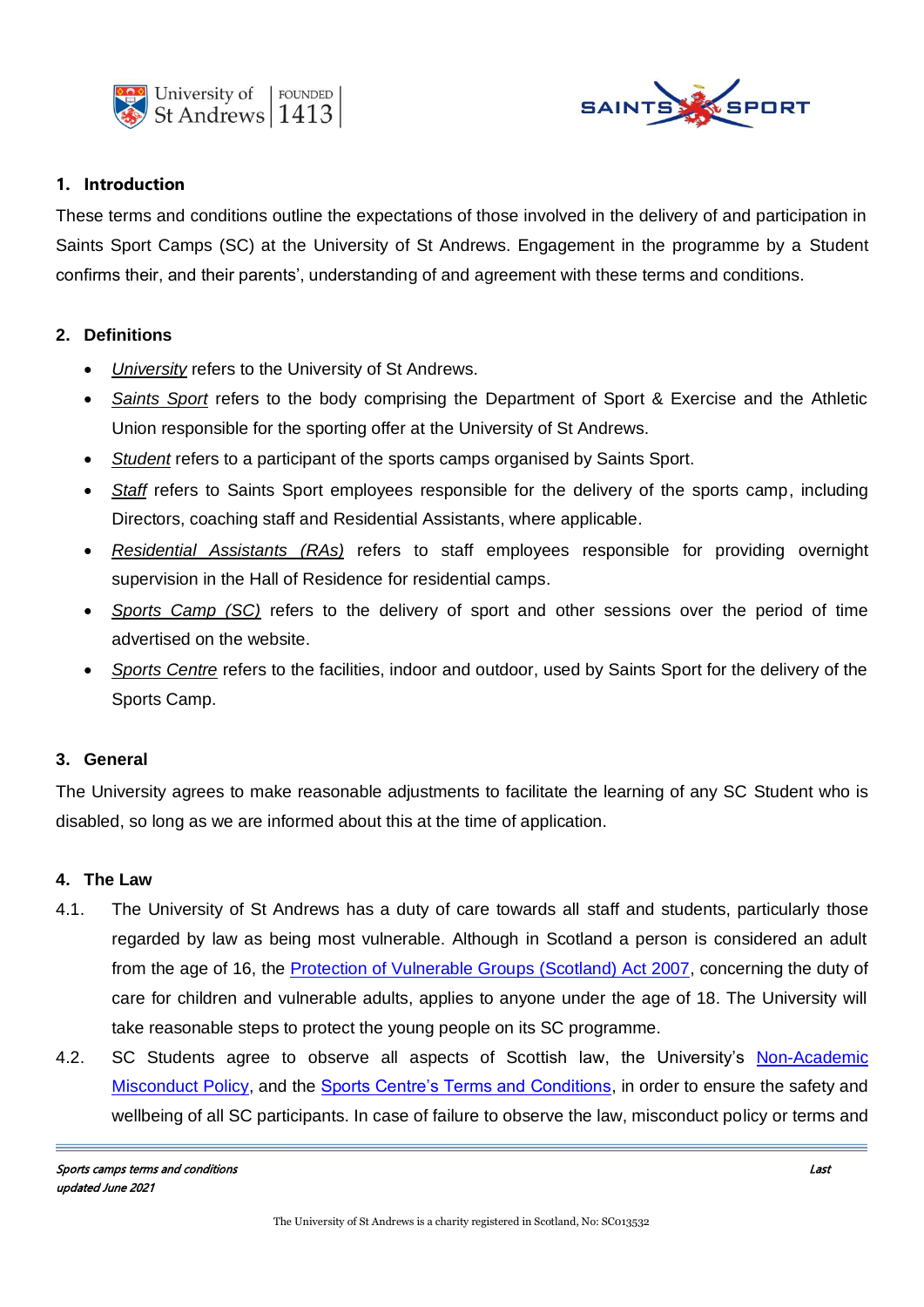## 1. Introduction

These terms and conditions outline the expectations of those involved in the delivery of and participation in Saints Sport Camps (SC) at the University of St Andrews. Engagement in the programme by a Student confirms their, and their parents', understanding of and agreement with these terms and conditions.

## 2. Definitions

- *University* refers to the University of St Andrews.
- *Saints Sport* refers to the body comprising the Department of Sport & Exercise and the Athletic Union responsible for the sporting offer at the University of St Andrews.
- *Student* refers to a participant of the sports camps organised by Saints Sport.
- *Staff* refers to Saints Sport employees responsible for the delivery of the sports camp, including Directors, coaching staff and Residential Assistants, where applicable.
- *Residential Assistants (RAs)* refers to staff employees responsible for providing overnight supervision in the Hall of Residence for residential camps.
- *Sports Camp (SC)* refers to the delivery of sport and other sessions over the period of time advertised on the website.
- *Sports Centre* refers to the facilities, indoor and outdoor, used by Saints Sport for the delivery of the Sports Camp.

## 3. General

The University agrees to make reasonable adjustments to facilitate the learning of any SC Student who is disabled, so long as we are informed about this at the time of application.

## 4. The Law

4.1. The University of St Andrews has a duty of care towards all staff and students, particularly those regarded by law as being most vulnerable. Although in Scotland a person is considered an adult from the age of 16, the Protection of Vulnerable Groups (Scotland) Act 2007, concerning the duty of care for children and vulnerable adults, applies to anyone under the age of 18. The University will take reasonable steps to protect the young people on its SC programme.

4.2. SC Students agree to observe all aspects of Scottish law, the University's Non-Academic Misconduct Policy, and the Sports Centre's Terms and Conditions, in order to ensure the safety and wellbeing of all SC participants. In case of failure to observe the law, misconduct policy or terms and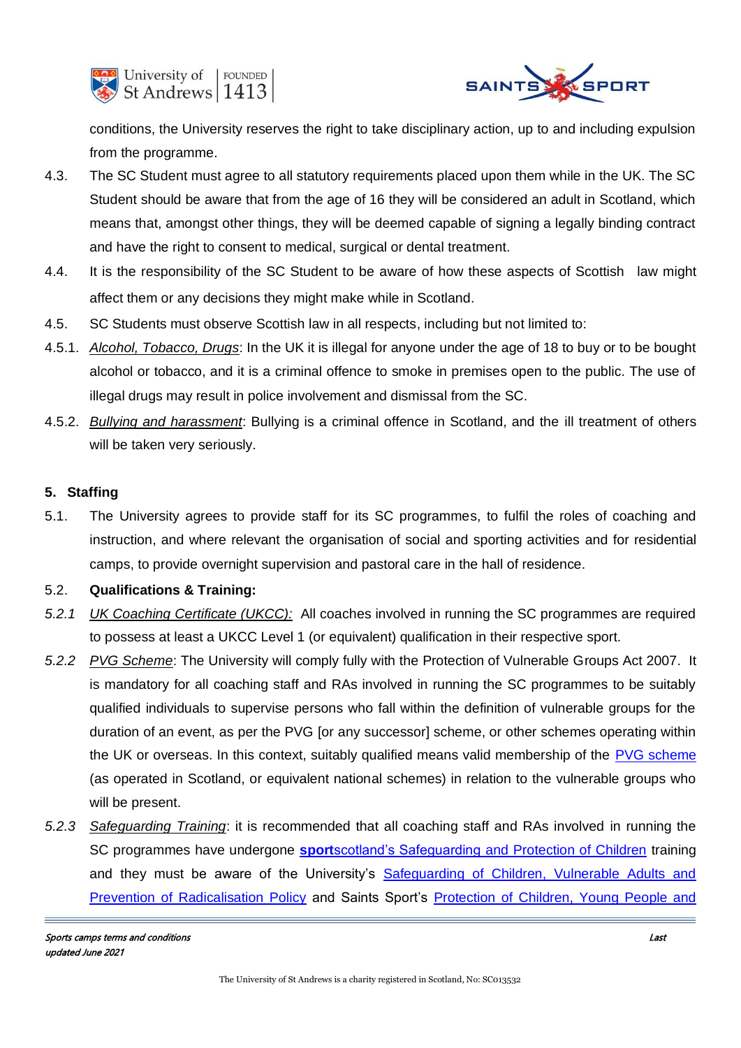conditions, the University reserves the right to take disciplinary action, up to and including expulsion from the programme.

4.3. The SC Student must agree to all statutory requirements placed upon them while in the UK. The SC Student should be aware that from the age of 16 they will be considered an adult in Scotland, which means that, amongst other things, they will be deemed capable of signing a legally binding contract and have the right to consent to medical, surgical or dental treatment.

4.4. It is the responsibility of the SC Student to be aware of how these aspects of Scottish law might affect them or any decisions they might make while in Scotland.

4.5. SC Students must observe Scottish law in all respects, including but not limited to:

4.5.1. *Alcohol, Tobacco, Drugs*: In the UK it is illegal for anyone under the age of 18 to buy or to be bought alcohol or tobacco, and it is a criminal offence to smoke in premises open to the public. The use of illegal drugs may result in police involvement and dismissal from the SC.

4.5.2. *Bullying and harassment*: Bullying is a criminal offence in Scotland, and the ill treatment of others will be taken very seriously.

## 5. Staffing

5.1. The University agrees to provide staff for its SC programmes, to fulfil the roles of coaching and instruction, and where relevant the organisation of social and sporting activities and for residential camps, to provide overnight supervision and pastoral care in the hall of residence.

5.2. **Qualifications & Training:**

*5.2.1* *UK Coaching Certificate (UKCC):* All coaches involved in running the SC programmes are required to possess at least a UKCC Level 1 (or equivalent) qualification in their respective sport.

*5.2.2* *PVG Scheme*: The University will comply fully with the Protection of Vulnerable Groups Act 2007. It is mandatory for all coaching staff and RAs involved in running the SC programmes to be suitably qualified individuals to supervise persons who fall within the definition of vulnerable groups for the duration of an event, as per the PVG [or any successor] scheme, or other schemes operating within the UK or overseas. In this context, suitably qualified means valid membership of the PVG scheme (as operated in Scotland, or equivalent national schemes) in relation to the vulnerable groups who will be present.

*5.2.3* *Safeguarding Training*: it is recommended that all coaching staff and RAs involved in running the SC programmes have undergone **sport**scotland's Safeguarding and Protection of Children training and they must be aware of the University's Safeguarding of Children, Vulnerable Adults and Prevention of Radicalisation Policy and Saints Sport's Protection of Children, Young People and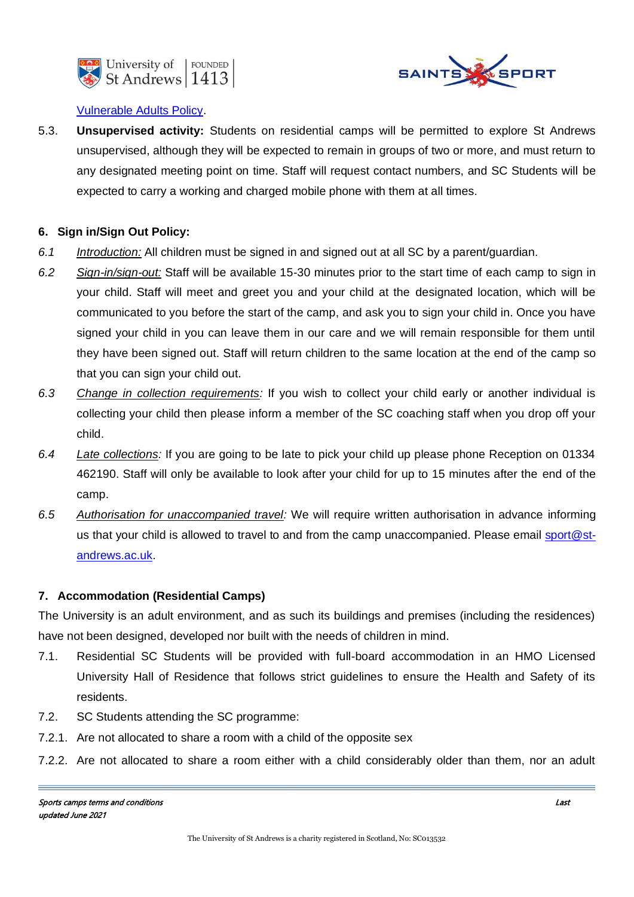Vulnerable Adults Policy.

5.3. **Unsupervised activity:** Students on residential camps will be permitted to explore St Andrews unsupervised, although they will be expected to remain in groups of two or more, and must return to any designated meeting point on time. Staff will request contact numbers, and SC Students will be expected to carry a working and charged mobile phone with them at all times.

## 6. Sign in/Sign Out Policy:

*6.1* _Introduction:_ All children must be signed in and signed out at all SC by a parent/guardian.

*6.2* _Sign-in/sign-out:_ Staff will be available 15-30 minutes prior to the start time of each camp to sign in your child. Staff will meet and greet you and your child at the designated location, which will be communicated to you before the start of the camp, and ask you to sign your child in. Once you have signed your child in you can leave them in our care and we will remain responsible for them until they have been signed out. Staff will return children to the same location at the end of the camp so that you can sign your child out.

*6.3* _Change in collection requirements:_ If you wish to collect your child early or another individual is collecting your child then please inform a member of the SC coaching staff when you drop off your child.

*6.4* _Late collections:_ If you are going to be late to pick your child up please phone Reception on 01334 462190. Staff will only be available to look after your child for up to 15 minutes after the end of the camp.

*6.5* _Authorisation for unaccompanied travel:_ We will require written authorisation in advance informing us that your child is allowed to travel to and from the camp unaccompanied. Please email sport@st-andrews.ac.uk.

## 7. Accommodation (Residential Camps)

The University is an adult environment, and as such its buildings and premises (including the residences) have not been designed, developed nor built with the needs of children in mind.

7.1. Residential SC Students will be provided with full-board accommodation in an HMO Licensed University Hall of Residence that follows strict guidelines to ensure the Health and Safety of its residents.

7.2. SC Students attending the SC programme:

7.2.1. Are not allocated to share a room with a child of the opposite sex

7.2.2. Are not allocated to share a room either with a child considerably older than them, nor an adult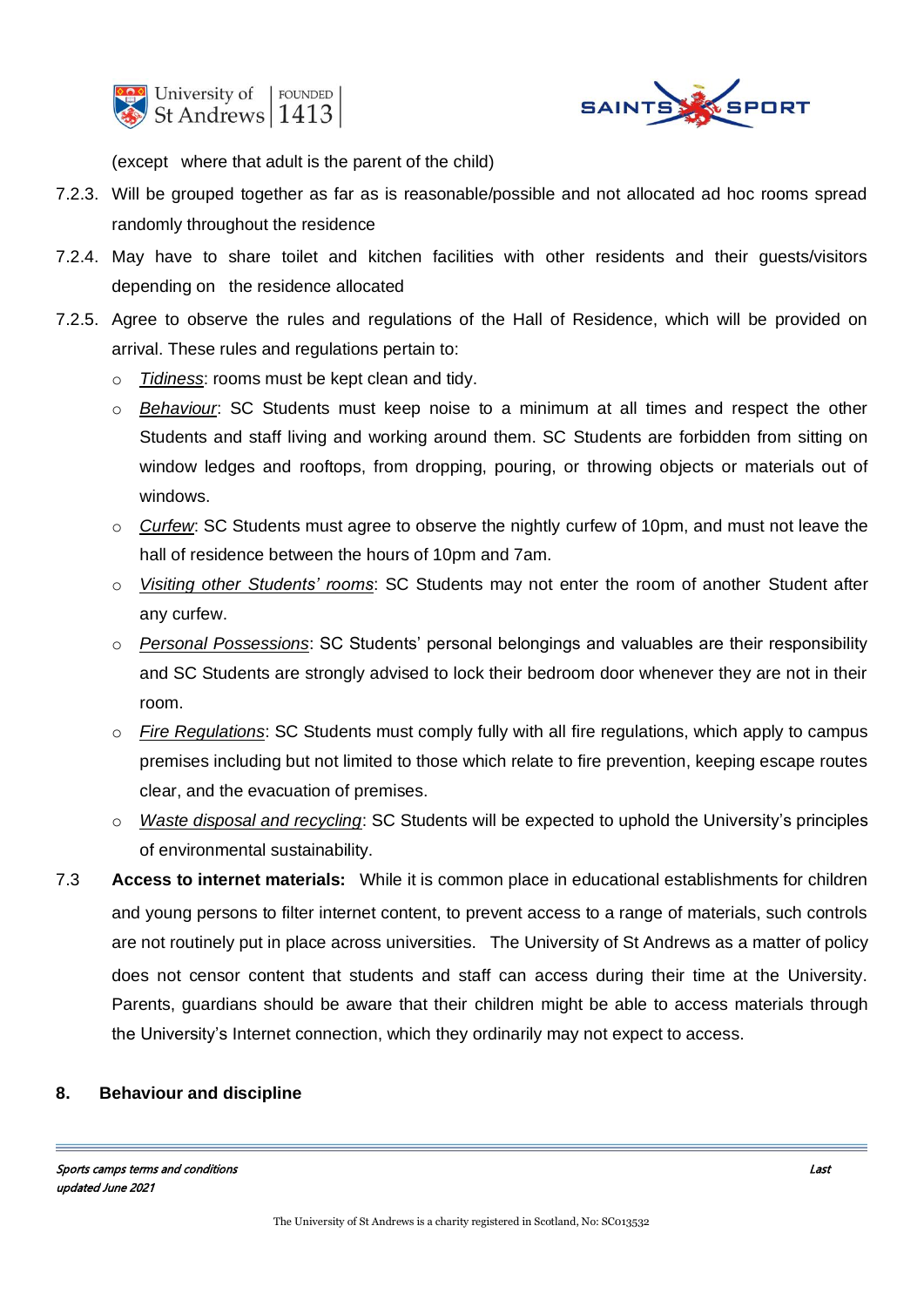(except where that adult is the parent of the child)

7.2.3. Will be grouped together as far as is reasonable/possible and not allocated ad hoc rooms spread randomly throughout the residence

7.2.4. May have to share toilet and kitchen facilities with other residents and their guests/visitors depending on the residence allocated

7.2.5. Agree to observe the rules and regulations of the Hall of Residence, which will be provided on arrival. These rules and regulations pertain to:

- *Tidiness*: rooms must be kept clean and tidy.
- *Behaviour*: SC Students must keep noise to a minimum at all times and respect the other Students and staff living and working around them. SC Students are forbidden from sitting on window ledges and rooftops, from dropping, pouring, or throwing objects or materials out of windows.
- *Curfew*: SC Students must agree to observe the nightly curfew of 10pm, and must not leave the hall of residence between the hours of 10pm and 7am.
- *Visiting other Students' rooms*: SC Students may not enter the room of another Student after any curfew.
- *Personal Possessions*: SC Students' personal belongings and valuables are their responsibility and SC Students are strongly advised to lock their bedroom door whenever they are not in their room.
- *Fire Regulations*: SC Students must comply fully with all fire regulations, which apply to campus premises including but not limited to those which relate to fire prevention, keeping escape routes clear, and the evacuation of premises.
- *Waste disposal and recycling*: SC Students will be expected to uphold the University's principles of environmental sustainability.

7.3 **Access to internet materials:** While it is common place in educational establishments for children and young persons to filter internet content, to prevent access to a range of materials, such controls are not routinely put in place across universities. The University of St Andrews as a matter of policy does not censor content that students and staff can access during their time at the University. Parents, guardians should be aware that their children might be able to access materials through the University's Internet connection, which they ordinarily may not expect to access.

## 8. Behaviour and discipline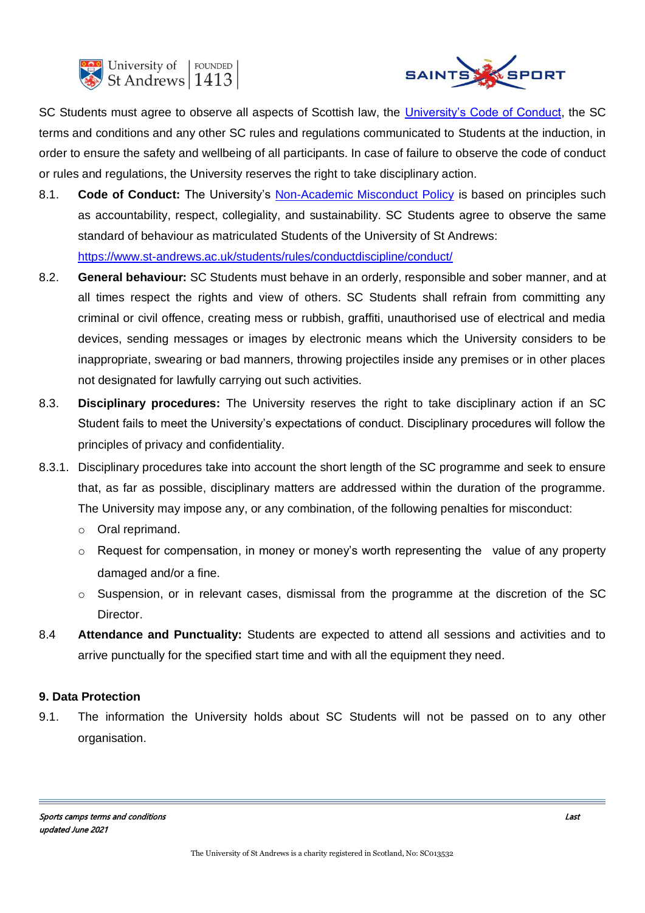SC Students must agree to observe all aspects of Scottish law, the [University's Code of Conduct](https://www.st-andrews.ac.uk/students/rules/conductdiscipline/conduct/), the SC terms and conditions and any other SC rules and regulations communicated to Students at the induction, in order to ensure the safety and wellbeing of all participants. In case of failure to observe the code of conduct or rules and regulations, the University reserves the right to take disciplinary action.

8.1. **Code of Conduct:** The University's Non-Academic Misconduct Policy is based on principles such as accountability, respect, collegiality, and sustainability. SC Students agree to observe the same standard of behaviour as matriculated Students of the University of St Andrews: https://www.st-andrews.ac.uk/students/rules/conductdiscipline/conduct/

8.2. **General behaviour:** SC Students must behave in an orderly, responsible and sober manner, and at all times respect the rights and view of others. SC Students shall refrain from committing any criminal or civil offence, creating mess or rubbish, graffiti, unauthorised use of electrical and media devices, sending messages or images by electronic means which the University considers to be inappropriate, swearing or bad manners, throwing projectiles inside any premises or in other places not designated for lawfully carrying out such activities.

8.3. **Disciplinary procedures:** The University reserves the right to take disciplinary action if an SC Student fails to meet the University's expectations of conduct. Disciplinary procedures will follow the principles of privacy and confidentiality.

8.3.1. Disciplinary procedures take into account the short length of the SC programme and seek to ensure that, as far as possible, disciplinary matters are addressed within the duration of the programme. The University may impose any, or any combination, of the following penalties for misconduct:

- Oral reprimand.
- Request for compensation, in money or money's worth representing the value of any property damaged and/or a fine.
- Suspension, or in relevant cases, dismissal from the programme at the discretion of the SC Director.

8.4 **Attendance and Punctuality:** Students are expected to attend all sessions and activities and to arrive punctually for the specified start time and with all the equipment they need.

**9. Data Protection**

9.1. The information the University holds about SC Students will not be passed on to any other organisation.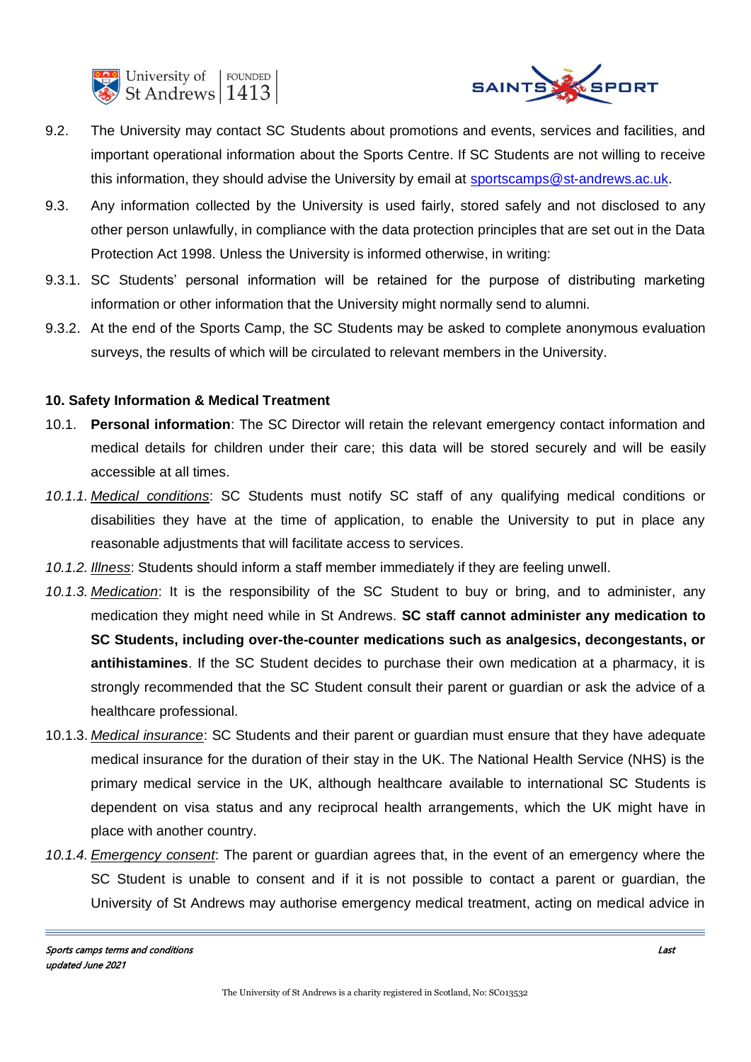9.2. The University may contact SC Students about promotions and events, services and facilities, and important operational information about the Sports Centre. If SC Students are not willing to receive this information, they should advise the University by email at sportscamps@st-andrews.ac.uk.

9.3. Any information collected by the University is used fairly, stored safely and not disclosed to any other person unlawfully, in compliance with the data protection principles that are set out in the Data Protection Act 1998. Unless the University is informed otherwise, in writing:

9.3.1. SC Students' personal information will be retained for the purpose of distributing marketing information or other information that the University might normally send to alumni.

9.3.2. At the end of the Sports Camp, the SC Students may be asked to complete anonymous evaluation surveys, the results of which will be circulated to relevant members in the University.

**10. Safety Information & Medical Treatment**

10.1. **Personal information**: The SC Director will retain the relevant emergency contact information and medical details for children under their care; this data will be stored securely and will be easily accessible at all times.

*10.1.1.* *Medical conditions*: SC Students must notify SC staff of any qualifying medical conditions or disabilities they have at the time of application, to enable the University to put in place any reasonable adjustments that will facilitate access to services.

*10.1.2.* *Illness*: Students should inform a staff member immediately if they are feeling unwell.

*10.1.3.* *Medication*: It is the responsibility of the SC Student to buy or bring, and to administer, any medication they might need while in St Andrews. **SC staff cannot administer any medication to SC Students, including over-the-counter medications such as analgesics, decongestants, or antihistamines**. If the SC Student decides to purchase their own medication at a pharmacy, it is strongly recommended that the SC Student consult their parent or guardian or ask the advice of a healthcare professional.

10.1.3. *Medical insurance*: SC Students and their parent or guardian must ensure that they have adequate medical insurance for the duration of their stay in the UK. The National Health Service (NHS) is the primary medical service in the UK, although healthcare available to international SC Students is dependent on visa status and any reciprocal health arrangements, which the UK might have in place with another country.

*10.1.4.* *Emergency consent*: The parent or guardian agrees that, in the event of an emergency where the SC Student is unable to consent and if it is not possible to contact a parent or guardian, the University of St Andrews may authorise emergency medical treatment, acting on medical advice in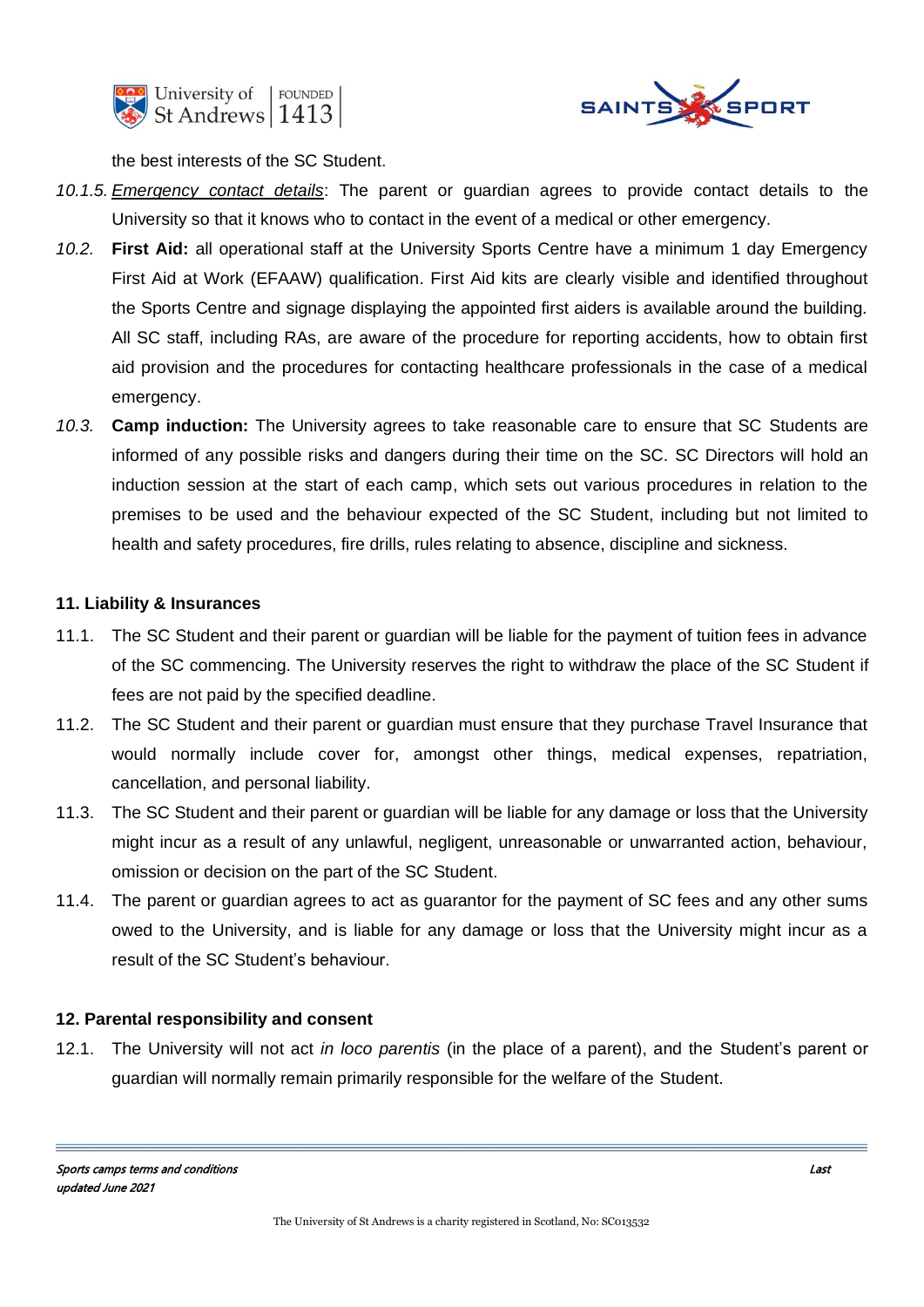the best interests of the SC Student.

*10.1.5.* *Emergency contact details*: The parent or guardian agrees to provide contact details to the University so that it knows who to contact in the event of a medical or other emergency.

*10.2.* **First Aid:** all operational staff at the University Sports Centre have a minimum 1 day Emergency First Aid at Work (EFAAW) qualification. First Aid kits are clearly visible and identified throughout the Sports Centre and signage displaying the appointed first aiders is available around the building. All SC staff, including RAs, are aware of the procedure for reporting accidents, how to obtain first aid provision and the procedures for contacting healthcare professionals in the case of a medical emergency.

*10.3.* **Camp induction:** The University agrees to take reasonable care to ensure that SC Students are informed of any possible risks and dangers during their time on the SC. SC Directors will hold an induction session at the start of each camp, which sets out various procedures in relation to the premises to be used and the behaviour expected of the SC Student, including but not limited to health and safety procedures, fire drills, rules relating to absence, discipline and sickness.

**11. Liability & Insurances**

11.1. The SC Student and their parent or guardian will be liable for the payment of tuition fees in advance of the SC commencing. The University reserves the right to withdraw the place of the SC Student if fees are not paid by the specified deadline.

11.2. The SC Student and their parent or guardian must ensure that they purchase Travel Insurance that would normally include cover for, amongst other things, medical expenses, repatriation, cancellation, and personal liability.

11.3. The SC Student and their parent or guardian will be liable for any damage or loss that the University might incur as a result of any unlawful, negligent, unreasonable or unwarranted action, behaviour, omission or decision on the part of the SC Student.

11.4. The parent or guardian agrees to act as guarantor for the payment of SC fees and any other sums owed to the University, and is liable for any damage or loss that the University might incur as a result of the SC Student's behaviour.

**12. Parental responsibility and consent**

12.1. The University will not act *in loco parentis* (in the place of a parent), and the Student's parent or guardian will normally remain primarily responsible for the welfare of the Student.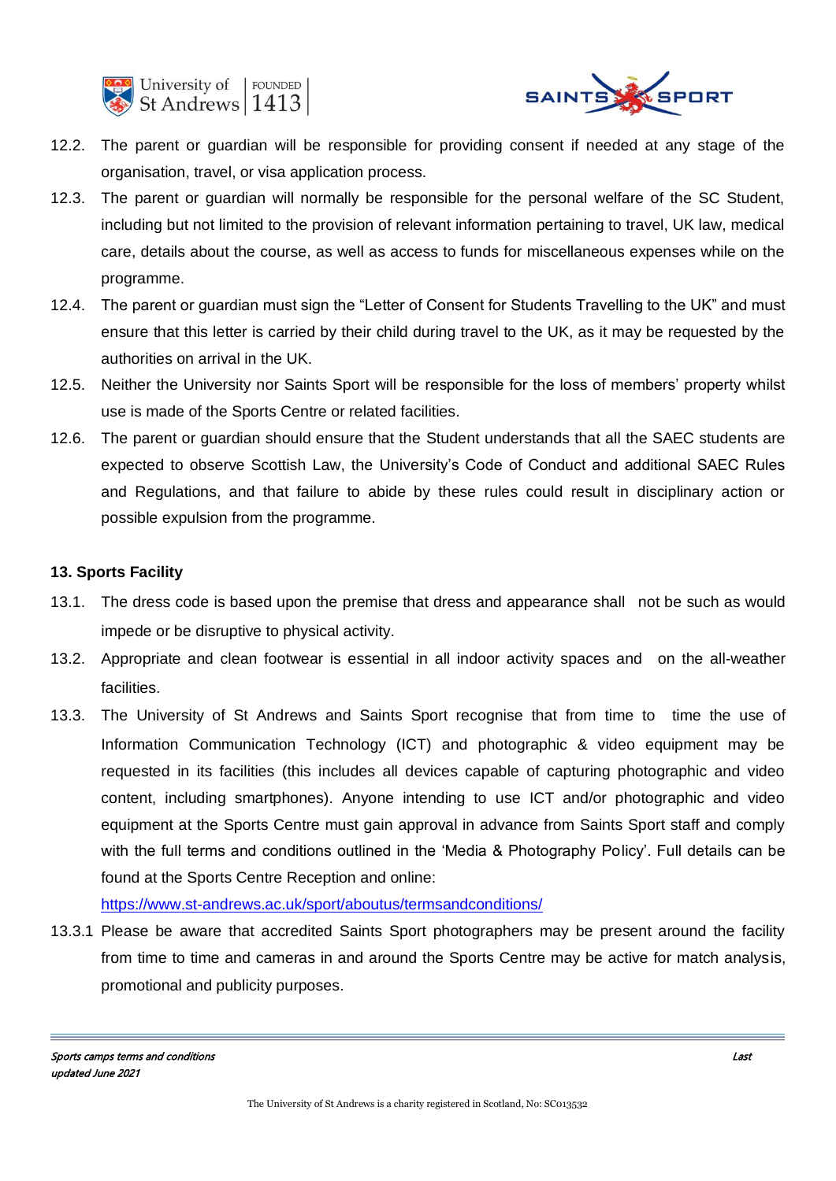12.2. The parent or guardian will be responsible for providing consent if needed at any stage of the organisation, travel, or visa application process.

12.3. The parent or guardian will normally be responsible for the personal welfare of the SC Student, including but not limited to the provision of relevant information pertaining to travel, UK law, medical care, details about the course, as well as access to funds for miscellaneous expenses while on the programme.

12.4. The parent or guardian must sign the "Letter of Consent for Students Travelling to the UK" and must ensure that this letter is carried by their child during travel to the UK, as it may be requested by the authorities on arrival in the UK.

12.5. Neither the University nor Saints Sport will be responsible for the loss of members' property whilst use is made of the Sports Centre or related facilities.

12.6. The parent or guardian should ensure that the Student understands that all the SAEC students are expected to observe Scottish Law, the University's Code of Conduct and additional SAEC Rules and Regulations, and that failure to abide by these rules could result in disciplinary action or possible expulsion from the programme.

**13. Sports Facility**

13.1. The dress code is based upon the premise that dress and appearance shall not be such as would impede or be disruptive to physical activity.

13.2. Appropriate and clean footwear is essential in all indoor activity spaces and on the all-weather facilities.

13.3. The University of St Andrews and Saints Sport recognise that from time to time the use of Information Communication Technology (ICT) and photographic & video equipment may be requested in its facilities (this includes all devices capable of capturing photographic and video content, including smartphones). Anyone intending to use ICT and/or photographic and video equipment at the Sports Centre must gain approval in advance from Saints Sport staff and comply with the full terms and conditions outlined in the 'Media & Photography Policy'. Full details can be found at the Sports Centre Reception and online: https://www.st-andrews.ac.uk/sport/aboutus/termsandconditions/

13.3.1 Please be aware that accredited Saints Sport photographers may be present around the facility from time to time and cameras in and around the Sports Centre may be active for match analysis, promotional and publicity purposes.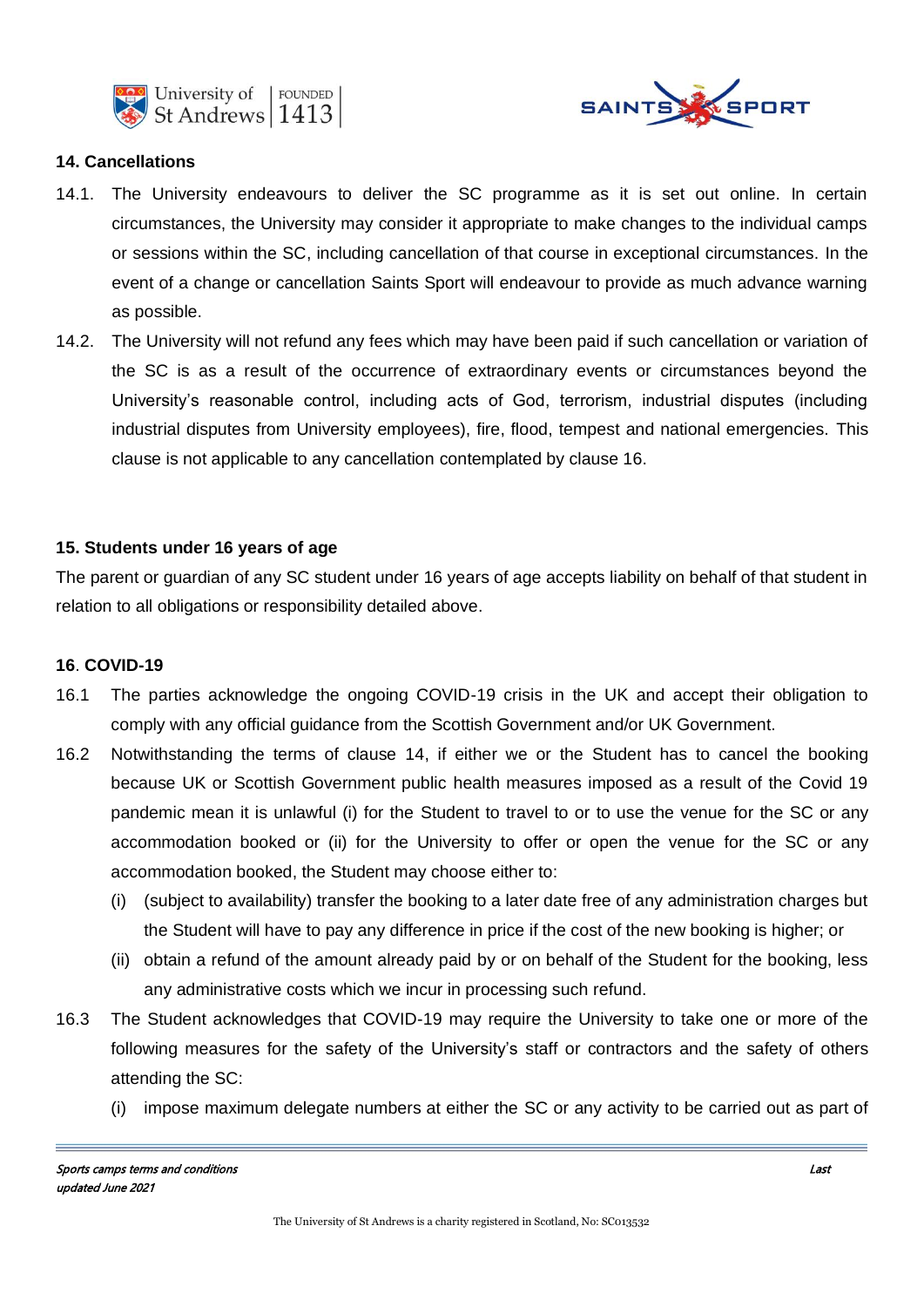## 14. Cancellations

14.1. The University endeavours to deliver the SC programme as it is set out online. In certain circumstances, the University may consider it appropriate to make changes to the individual camps or sessions within the SC, including cancellation of that course in exceptional circumstances. In the event of a change or cancellation Saints Sport will endeavour to provide as much advance warning as possible.

14.2. The University will not refund any fees which may have been paid if such cancellation or variation of the SC is as a result of the occurrence of extraordinary events or circumstances beyond the University's reasonable control, including acts of God, terrorism, industrial disputes (including industrial disputes from University employees), fire, flood, tempest and national emergencies. This clause is not applicable to any cancellation contemplated by clause 16.

## 15. Students under 16 years of age

The parent or guardian of any SC student under 16 years of age accepts liability on behalf of that student in relation to all obligations or responsibility detailed above.

## 16. COVID-19

16.1 The parties acknowledge the ongoing COVID-19 crisis in the UK and accept their obligation to comply with any official guidance from the Scottish Government and/or UK Government.

16.2 Notwithstanding the terms of clause 14, if either we or the Student has to cancel the booking because UK or Scottish Government public health measures imposed as a result of the Covid 19 pandemic mean it is unlawful (i) for the Student to travel to or to use the venue for the SC or any accommodation booked or (ii) for the University to offer or open the venue for the SC or any accommodation booked, the Student may choose either to:

(i) (subject to availability) transfer the booking to a later date free of any administration charges but the Student will have to pay any difference in price if the cost of the new booking is higher; or

(ii) obtain a refund of the amount already paid by or on behalf of the Student for the booking, less any administrative costs which we incur in processing such refund.

16.3 The Student acknowledges that COVID-19 may require the University to take one or more of the following measures for the safety of the University's staff or contractors and the safety of others attending the SC:

(i) impose maximum delegate numbers at either the SC or any activity to be carried out as part of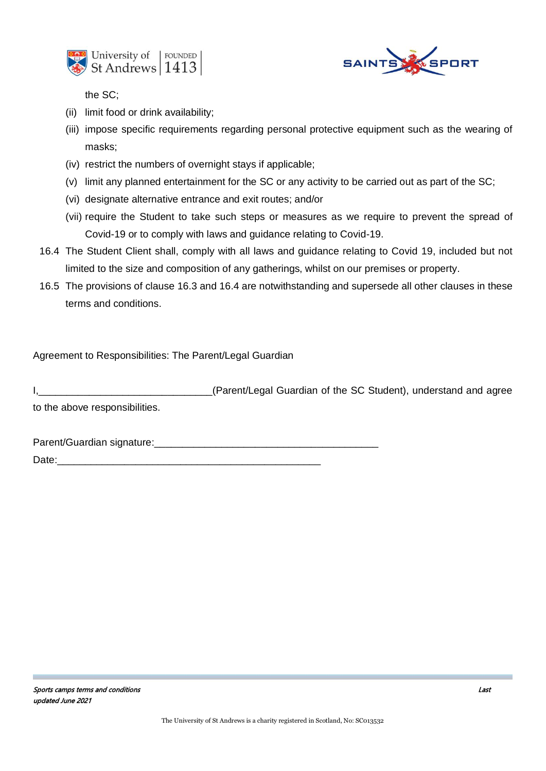the SC;

(ii) limit food or drink availability;

(iii) impose specific requirements regarding personal protective equipment such as the wearing of masks;

(iv) restrict the numbers of overnight stays if applicable;

(v) limit any planned entertainment for the SC or any activity to be carried out as part of the SC;

(vi) designate alternative entrance and exit routes; and/or

(vii) require the Student to take such steps or measures as we require to prevent the spread of Covid-19 or to comply with laws and guidance relating to Covid-19.

16.4 The Student Client shall, comply with all laws and guidance relating to Covid 19, included but not limited to the size and composition of any gatherings, whilst on our premises or property.

16.5 The provisions of clause 16.3 and 16.4 are notwithstanding and supersede all other clauses in these terms and conditions.

Agreement to Responsibilities: The Parent/Legal Guardian

I,_______________________________(Parent/Legal Guardian of the SC Student), understand and agree to the above responsibilities.

Parent/Guardian signature:________________________________________

Date:_______________________________________________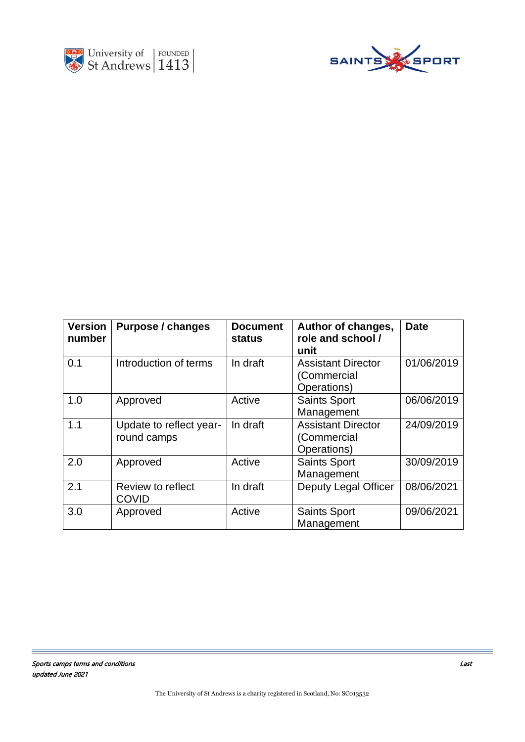| Version number | Purpose / changes | Document status | Author of changes, role and school / unit | Date |
|---|---|---|---|---|
| 0.1 | Introduction of terms | In draft | Assistant Director (Commercial Operations) | 01/06/2019 |
| 1.0 | Approved | Active | Saints Sport Management | 06/06/2019 |
| 1.1 | Update to reflect year-round camps | In draft | Assistant Director (Commercial Operations) | 24/09/2019 |
| 2.0 | Approved | Active | Saints Sport Management | 30/09/2019 |
| 2.1 | Review to reflect COVID | In draft | Deputy Legal Officer | 08/06/2021 |
| 3.0 | Approved | Active | Saints Sport Management | 09/06/2021 |